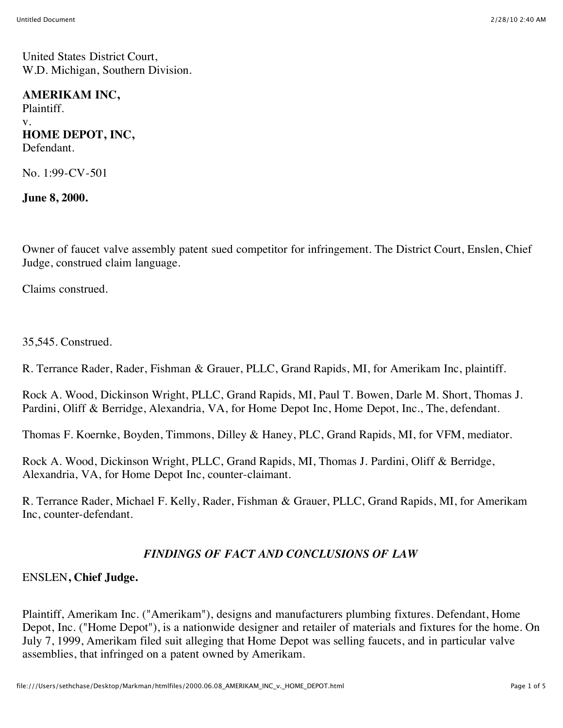United States District Court,
W.D. Michigan, Southern Division.

**AMERIKAM INC,**
Plaintiff.
v.
**HOME DEPOT, INC,**
Defendant.

No. 1:99-CV-501

**June 8, 2000.**

Owner of faucet valve assembly patent sued competitor for infringement. The District Court, Enslen, Chief Judge, construed claim language.

Claims construed.

35,545. Construed.

R. Terrance Rader, Rader, Fishman & Grauer, PLLC, Grand Rapids, MI, for Amerikam Inc, plaintiff.

Rock A. Wood, Dickinson Wright, PLLC, Grand Rapids, MI, Paul T. Bowen, Darle M. Short, Thomas J. Pardini, Oliff & Berridge, Alexandria, VA, for Home Depot Inc, Home Depot, Inc., The, defendant.

Thomas F. Koernke, Boyden, Timmons, Dilley & Haney, PLC, Grand Rapids, MI, for VFM, mediator.

Rock A. Wood, Dickinson Wright, PLLC, Grand Rapids, MI, Thomas J. Pardini, Oliff & Berridge, Alexandria, VA, for Home Depot Inc, counter-claimant.

R. Terrance Rader, Michael F. Kelly, Rader, Fishman & Grauer, PLLC, Grand Rapids, MI, for Amerikam Inc, counter-defendant.

## *FINDINGS OF FACT AND CONCLUSIONS OF LAW*

ENSLEN**, Chief Judge.**

Plaintiff, Amerikam Inc. ("Amerikam"), designs and manufacturers plumbing fixtures. Defendant, Home Depot, Inc. ("Home Depot"), is a nationwide designer and retailer of materials and fixtures for the home. On July 7, 1999, Amerikam filed suit alleging that Home Depot was selling faucets, and in particular valve assemblies, that infringed on a patent owned by Amerikam.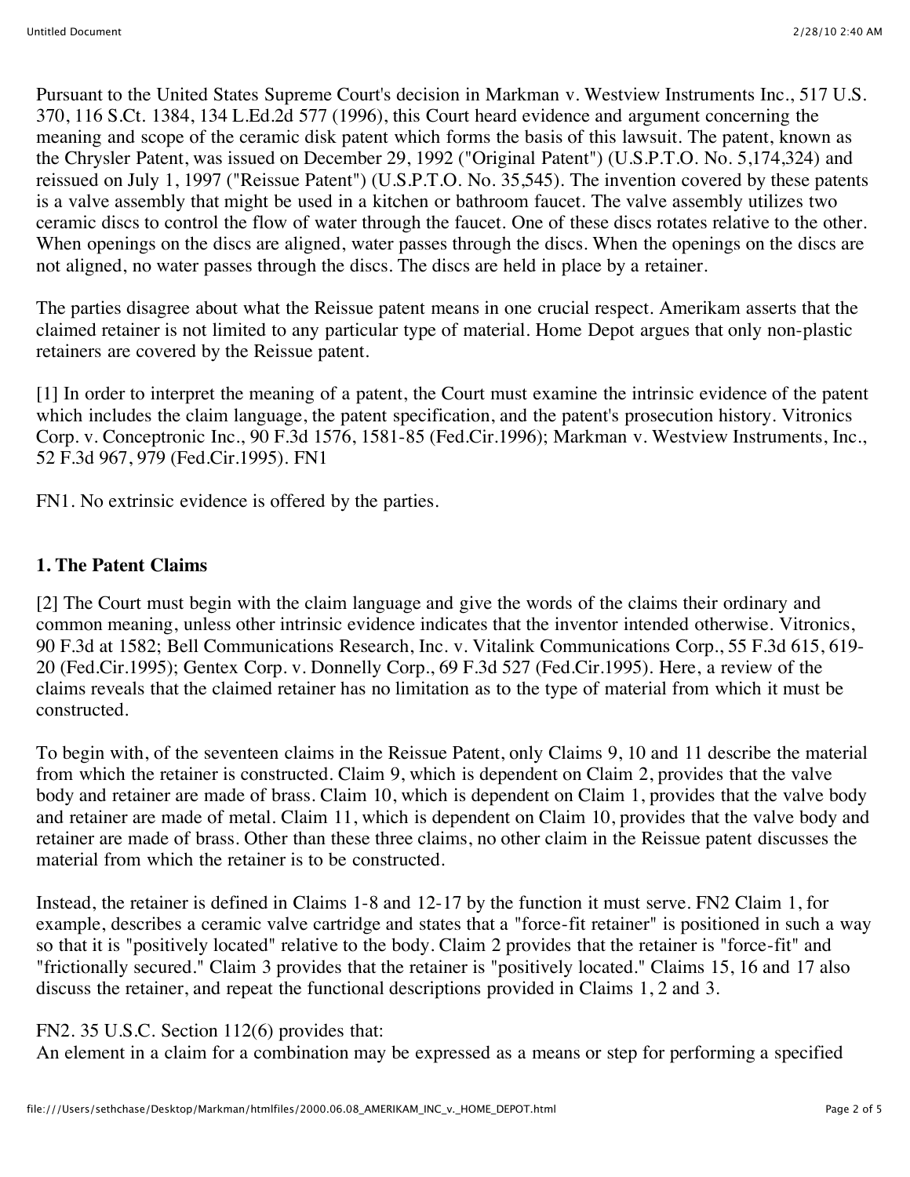Pursuant to the United States Supreme Court's decision in Markman v. Westview Instruments Inc., 517 U.S. 370, 116 S.Ct. 1384, 134 L.Ed.2d 577 (1996), this Court heard evidence and argument concerning the meaning and scope of the ceramic disk patent which forms the basis of this lawsuit. The patent, known as the Chrysler Patent, was issued on December 29, 1992 ("Original Patent") (U.S.P.T.O. No. 5,174,324) and reissued on July 1, 1997 ("Reissue Patent") (U.S.P.T.O. No. 35,545). The invention covered by these patents is a valve assembly that might be used in a kitchen or bathroom faucet. The valve assembly utilizes two ceramic discs to control the flow of water through the faucet. One of these discs rotates relative to the other. When openings on the discs are aligned, water passes through the discs. When the openings on the discs are not aligned, no water passes through the discs. The discs are held in place by a retainer.

The parties disagree about what the Reissue patent means in one crucial respect. Amerikam asserts that the claimed retainer is not limited to any particular type of material. Home Depot argues that only non-plastic retainers are covered by the Reissue patent.

[1] In order to interpret the meaning of a patent, the Court must examine the intrinsic evidence of the patent which includes the claim language, the patent specification, and the patent's prosecution history. Vitronics Corp. v. Conceptronic Inc., 90 F.3d 1576, 1581-85 (Fed.Cir.1996); Markman v. Westview Instruments, Inc., 52 F.3d 967, 979 (Fed.Cir.1995). FN1

FN1. No extrinsic evidence is offered by the parties.

### 1. The Patent Claims

[2] The Court must begin with the claim language and give the words of the claims their ordinary and common meaning, unless other intrinsic evidence indicates that the inventor intended otherwise. Vitronics, 90 F.3d at 1582; Bell Communications Research, Inc. v. Vitalink Communications Corp., 55 F.3d 615, 619-20 (Fed.Cir.1995); Gentex Corp. v. Donnelly Corp., 69 F.3d 527 (Fed.Cir.1995). Here, a review of the claims reveals that the claimed retainer has no limitation as to the type of material from which it must be constructed.

To begin with, of the seventeen claims in the Reissue Patent, only Claims 9, 10 and 11 describe the material from which the retainer is constructed. Claim 9, which is dependent on Claim 2, provides that the valve body and retainer are made of brass. Claim 10, which is dependent on Claim 1, provides that the valve body and retainer are made of metal. Claim 11, which is dependent on Claim 10, provides that the valve body and retainer are made of brass. Other than these three claims, no other claim in the Reissue patent discusses the material from which the retainer is to be constructed.

Instead, the retainer is defined in Claims 1-8 and 12-17 by the function it must serve. FN2 Claim 1, for example, describes a ceramic valve cartridge and states that a "force-fit retainer" is positioned in such a way so that it is "positively located" relative to the body. Claim 2 provides that the retainer is "force-fit" and "frictionally secured." Claim 3 provides that the retainer is "positively located." Claims 15, 16 and 17 also discuss the retainer, and repeat the functional descriptions provided in Claims 1, 2 and 3.

FN2. 35 U.S.C. Section 112(6) provides that:
An element in a claim for a combination may be expressed as a means or step for performing a specified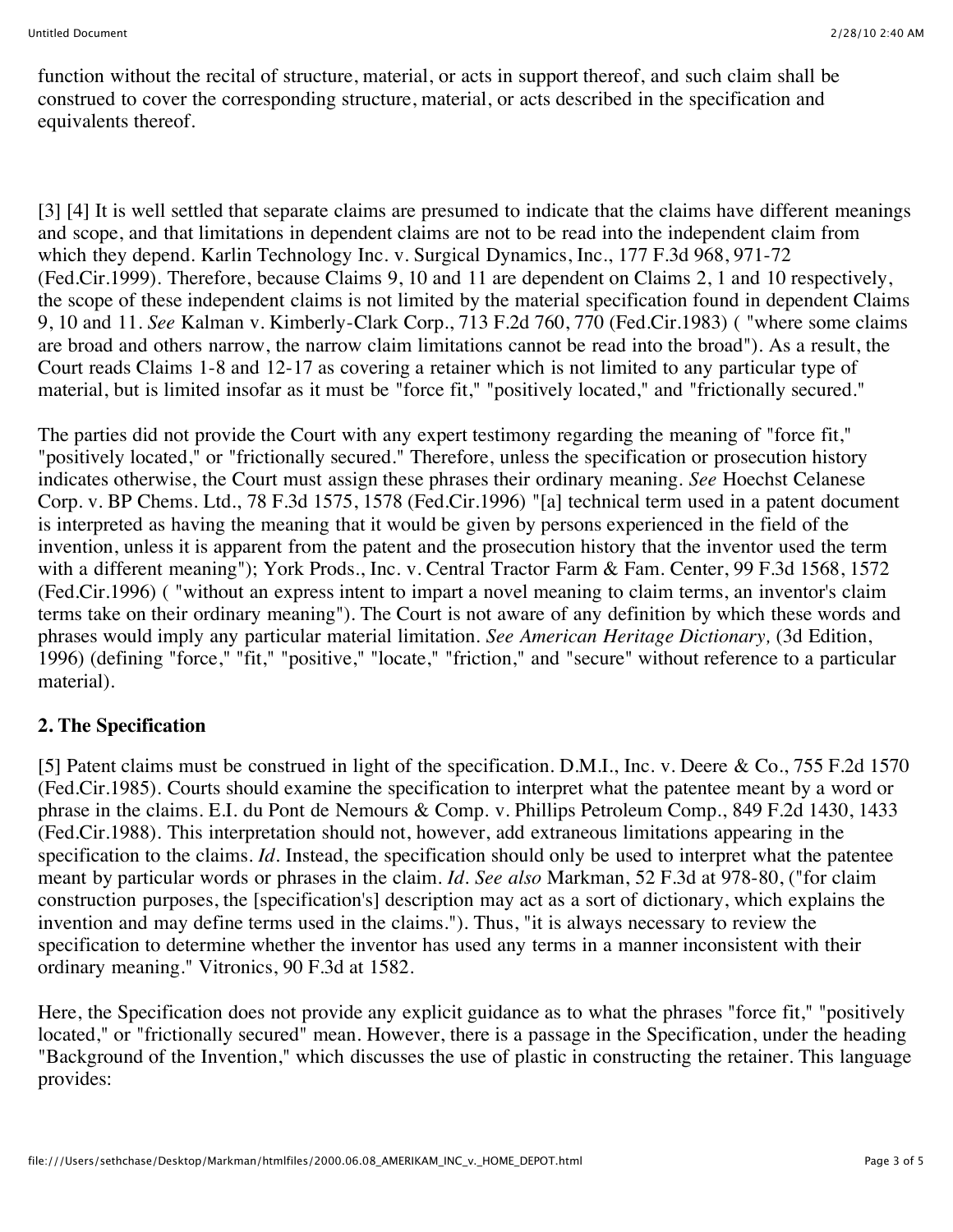function without the recital of structure, material, or acts in support thereof, and such claim shall be construed to cover the corresponding structure, material, or acts described in the specification and equivalents thereof.

[3] [4] It is well settled that separate claims are presumed to indicate that the claims have different meanings and scope, and that limitations in dependent claims are not to be read into the independent claim from which they depend. Karlin Technology Inc. v. Surgical Dynamics, Inc., 177 F.3d 968, 971-72 (Fed.Cir.1999). Therefore, because Claims 9, 10 and 11 are dependent on Claims 2, 1 and 10 respectively, the scope of these independent claims is not limited by the material specification found in dependent Claims 9, 10 and 11. *See* Kalman v. Kimberly-Clark Corp., 713 F.2d 760, 770 (Fed.Cir.1983) ( "where some claims are broad and others narrow, the narrow claim limitations cannot be read into the broad"). As a result, the Court reads Claims 1-8 and 12-17 as covering a retainer which is not limited to any particular type of material, but is limited insofar as it must be "force fit," "positively located," and "frictionally secured."

The parties did not provide the Court with any expert testimony regarding the meaning of "force fit," "positively located," or "frictionally secured." Therefore, unless the specification or prosecution history indicates otherwise, the Court must assign these phrases their ordinary meaning. *See* Hoechst Celanese Corp. v. BP Chems. Ltd., 78 F.3d 1575, 1578 (Fed.Cir.1996) "[a] technical term used in a patent document is interpreted as having the meaning that it would be given by persons experienced in the field of the invention, unless it is apparent from the patent and the prosecution history that the inventor used the term with a different meaning"); York Prods., Inc. v. Central Tractor Farm & Fam. Center, 99 F.3d 1568, 1572 (Fed.Cir.1996) ( "without an express intent to impart a novel meaning to claim terms, an inventor's claim terms take on their ordinary meaning"). The Court is not aware of any definition by which these words and phrases would imply any particular material limitation. *See American Heritage Dictionary,* (3d Edition, 1996) (defining "force," "fit," "positive," "locate," "friction," and "secure" without reference to a particular material).

## 2. The Specification

[5] Patent claims must be construed in light of the specification. D.M.I., Inc. v. Deere & Co., 755 F.2d 1570 (Fed.Cir.1985). Courts should examine the specification to interpret what the patentee meant by a word or phrase in the claims. E.I. du Pont de Nemours & Comp. v. Phillips Petroleum Comp., 849 F.2d 1430, 1433 (Fed.Cir.1988). This interpretation should not, however, add extraneous limitations appearing in the specification to the claims. *Id.* Instead, the specification should only be used to interpret what the patentee meant by particular words or phrases in the claim. *Id. See also* Markman, 52 F.3d at 978-80, ("for claim construction purposes, the [specification's] description may act as a sort of dictionary, which explains the invention and may define terms used in the claims."). Thus, "it is always necessary to review the specification to determine whether the inventor has used any terms in a manner inconsistent with their ordinary meaning." Vitronics, 90 F.3d at 1582.

Here, the Specification does not provide any explicit guidance as to what the phrases "force fit," "positively located," or "frictionally secured" mean. However, there is a passage in the Specification, under the heading "Background of the Invention," which discusses the use of plastic in constructing the retainer. This language provides: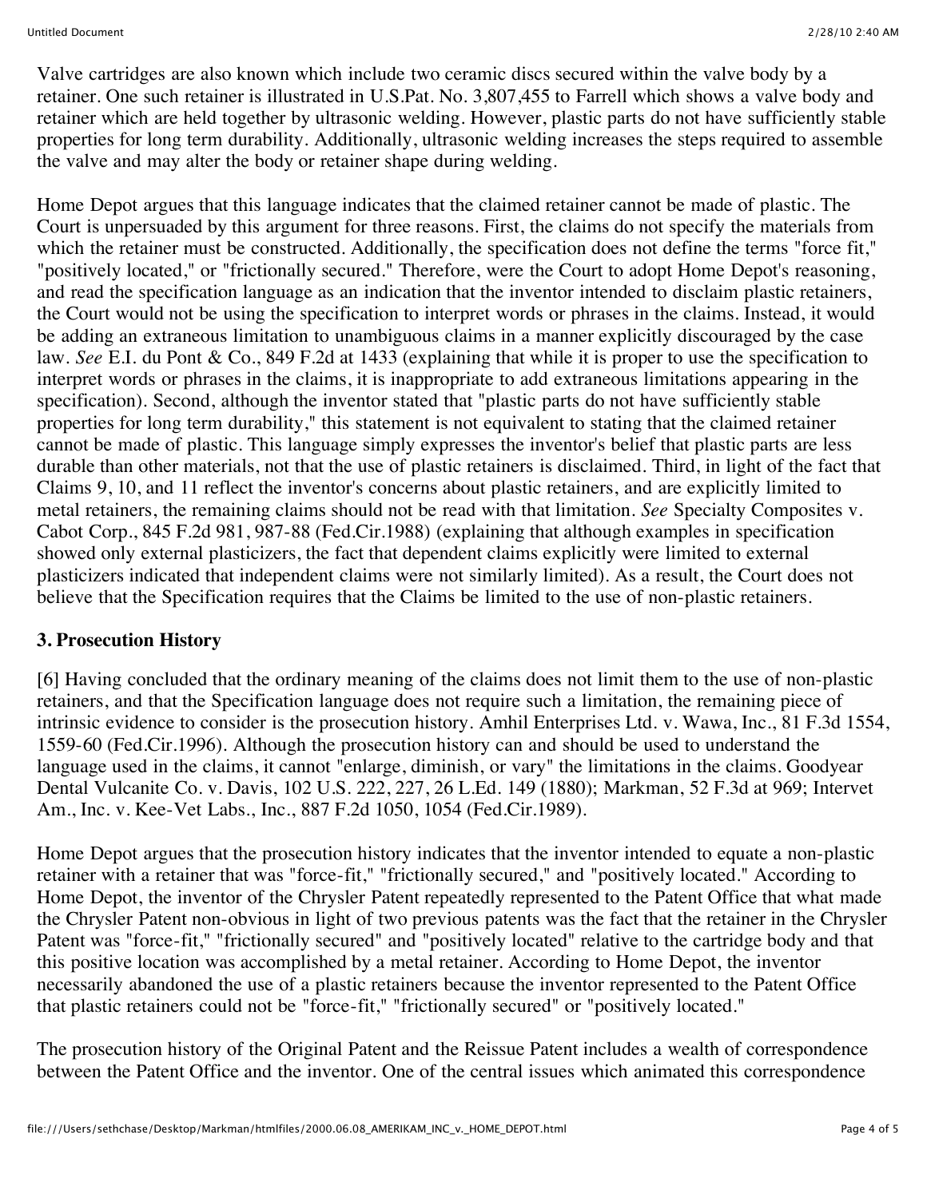Valve cartridges are also known which include two ceramic discs secured within the valve body by a retainer. One such retainer is illustrated in U.S.Pat. No. 3,807,455 to Farrell which shows a valve body and retainer which are held together by ultrasonic welding. However, plastic parts do not have sufficiently stable properties for long term durability. Additionally, ultrasonic welding increases the steps required to assemble the valve and may alter the body or retainer shape during welding.

Home Depot argues that this language indicates that the claimed retainer cannot be made of plastic. The Court is unpersuaded by this argument for three reasons. First, the claims do not specify the materials from which the retainer must be constructed. Additionally, the specification does not define the terms "force fit," "positively located," or "frictionally secured." Therefore, were the Court to adopt Home Depot's reasoning, and read the specification language as an indication that the inventor intended to disclaim plastic retainers, the Court would not be using the specification to interpret words or phrases in the claims. Instead, it would be adding an extraneous limitation to unambiguous claims in a manner explicitly discouraged by the case law. *See* E.I. du Pont & Co., 849 F.2d at 1433 (explaining that while it is proper to use the specification to interpret words or phrases in the claims, it is inappropriate to add extraneous limitations appearing in the specification). Second, although the inventor stated that "plastic parts do not have sufficiently stable properties for long term durability," this statement is not equivalent to stating that the claimed retainer cannot be made of plastic. This language simply expresses the inventor's belief that plastic parts are less durable than other materials, not that the use of plastic retainers is disclaimed. Third, in light of the fact that Claims 9, 10, and 11 reflect the inventor's concerns about plastic retainers, and are explicitly limited to metal retainers, the remaining claims should not be read with that limitation. *See* Specialty Composites v. Cabot Corp., 845 F.2d 981, 987-88 (Fed.Cir.1988) (explaining that although examples in specification showed only external plasticizers, the fact that dependent claims explicitly were limited to external plasticizers indicated that independent claims were not similarly limited). As a result, the Court does not believe that the Specification requires that the Claims be limited to the use of non-plastic retainers.

### 3. Prosecution History

[6] Having concluded that the ordinary meaning of the claims does not limit them to the use of non-plastic retainers, and that the Specification language does not require such a limitation, the remaining piece of intrinsic evidence to consider is the prosecution history. Amhil Enterprises Ltd. v. Wawa, Inc., 81 F.3d 1554, 1559-60 (Fed.Cir.1996). Although the prosecution history can and should be used to understand the language used in the claims, it cannot "enlarge, diminish, or vary" the limitations in the claims. Goodyear Dental Vulcanite Co. v. Davis, 102 U.S. 222, 227, 26 L.Ed. 149 (1880); Markman, 52 F.3d at 969; Intervet Am., Inc. v. Kee-Vet Labs., Inc., 887 F.2d 1050, 1054 (Fed.Cir.1989).

Home Depot argues that the prosecution history indicates that the inventor intended to equate a non-plastic retainer with a retainer that was "force-fit," "frictionally secured," and "positively located." According to Home Depot, the inventor of the Chrysler Patent repeatedly represented to the Patent Office that what made the Chrysler Patent non-obvious in light of two previous patents was the fact that the retainer in the Chrysler Patent was "force-fit," "frictionally secured" and "positively located" relative to the cartridge body and that this positive location was accomplished by a metal retainer. According to Home Depot, the inventor necessarily abandoned the use of a plastic retainers because the inventor represented to the Patent Office that plastic retainers could not be "force-fit," "frictionally secured" or "positively located."

The prosecution history of the Original Patent and the Reissue Patent includes a wealth of correspondence between the Patent Office and the inventor. One of the central issues which animated this correspondence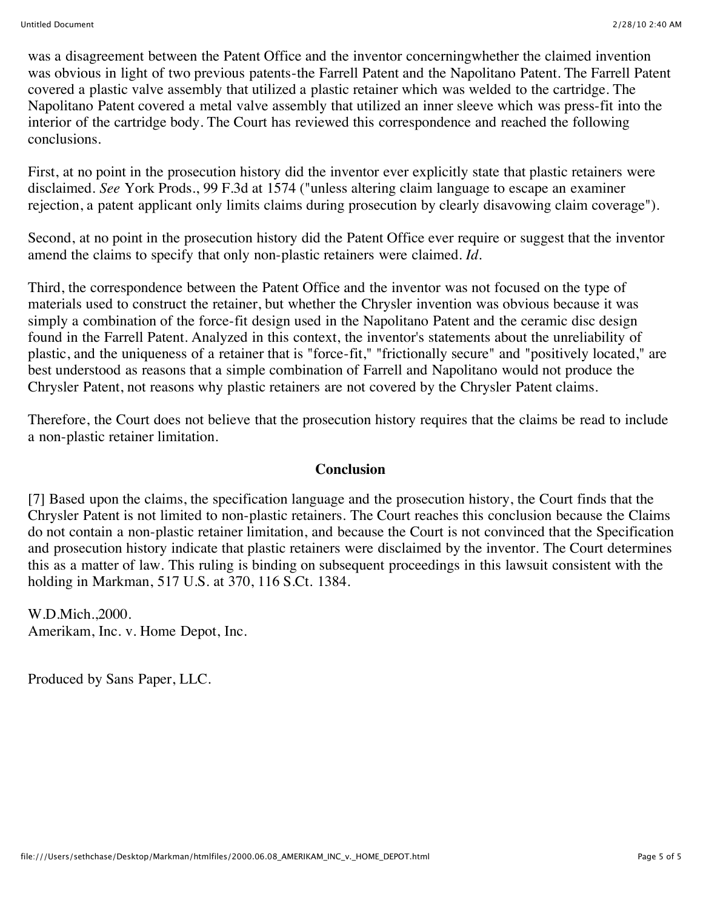was a disagreement between the Patent Office and the inventor concerningwhether the claimed invention was obvious in light of two previous patents-the Farrell Patent and the Napolitano Patent. The Farrell Patent covered a plastic valve assembly that utilized a plastic retainer which was welded to the cartridge. The Napolitano Patent covered a metal valve assembly that utilized an inner sleeve which was press-fit into the interior of the cartridge body. The Court has reviewed this correspondence and reached the following conclusions.

First, at no point in the prosecution history did the inventor ever explicitly state that plastic retainers were disclaimed. *See* York Prods., 99 F.3d at 1574 ("unless altering claim language to escape an examiner rejection, a patent applicant only limits claims during prosecution by clearly disavowing claim coverage").

Second, at no point in the prosecution history did the Patent Office ever require or suggest that the inventor amend the claims to specify that only non-plastic retainers were claimed. *Id.*

Third, the correspondence between the Patent Office and the inventor was not focused on the type of materials used to construct the retainer, but whether the Chrysler invention was obvious because it was simply a combination of the force-fit design used in the Napolitano Patent and the ceramic disc design found in the Farrell Patent. Analyzed in this context, the inventor's statements about the unreliability of plastic, and the uniqueness of a retainer that is "force-fit," "frictionally secure" and "positively located," are best understood as reasons that a simple combination of Farrell and Napolitano would not produce the Chrysler Patent, not reasons why plastic retainers are not covered by the Chrysler Patent claims.

Therefore, the Court does not believe that the prosecution history requires that the claims be read to include a non-plastic retainer limitation.

## Conclusion

[7] Based upon the claims, the specification language and the prosecution history, the Court finds that the Chrysler Patent is not limited to non-plastic retainers. The Court reaches this conclusion because the Claims do not contain a non-plastic retainer limitation, and because the Court is not convinced that the Specification and prosecution history indicate that plastic retainers were disclaimed by the inventor. The Court determines this as a matter of law. This ruling is binding on subsequent proceedings in this lawsuit consistent with the holding in Markman, 517 U.S. at 370, 116 S.Ct. 1384.

W.D.Mich.,2000.
Amerikam, Inc. v. Home Depot, Inc.

Produced by Sans Paper, LLC.